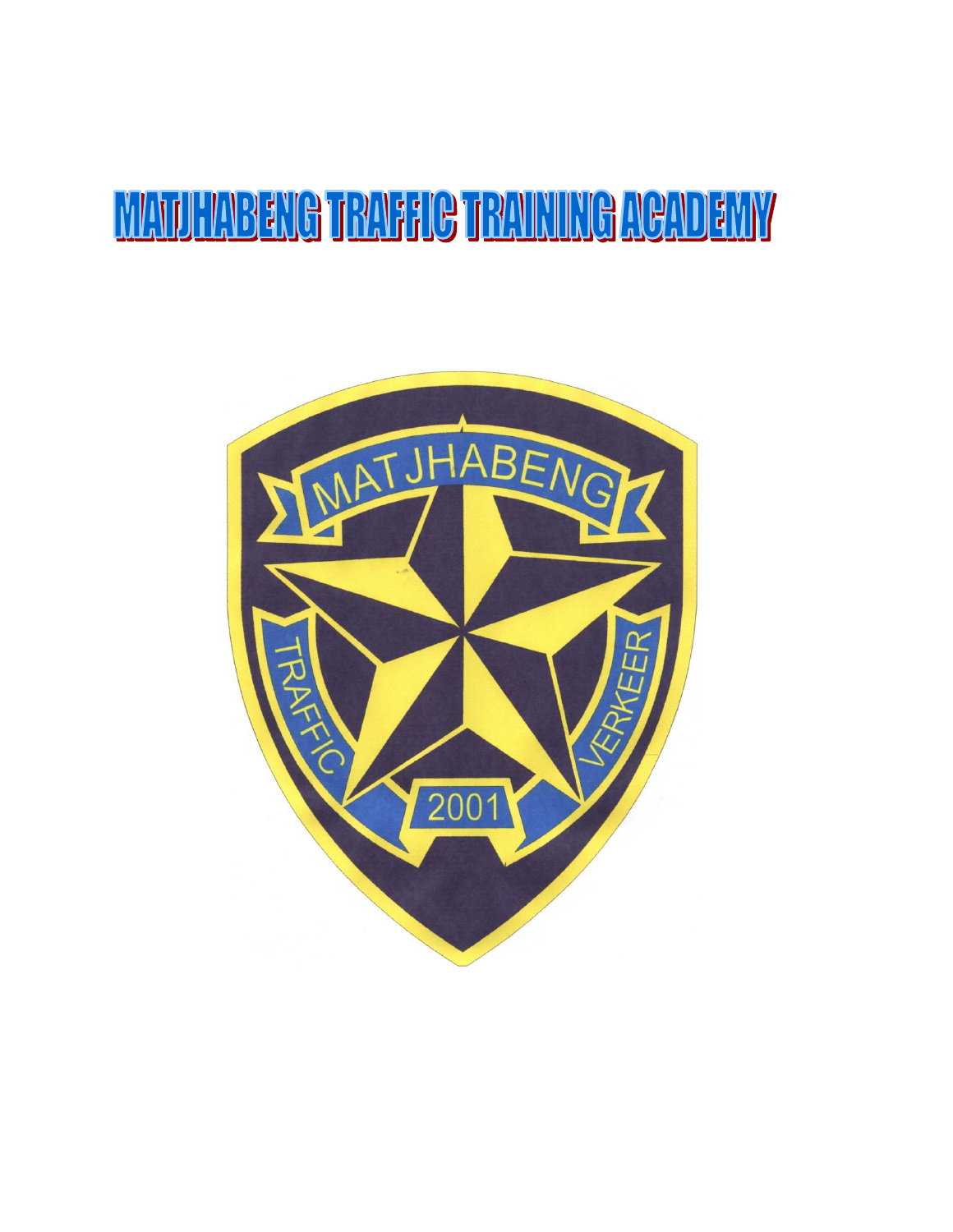# MATJHABENG TRAFFIC TRAINING ACADEMY

MATJHABENG

TRAFFIC

VERKEER

2001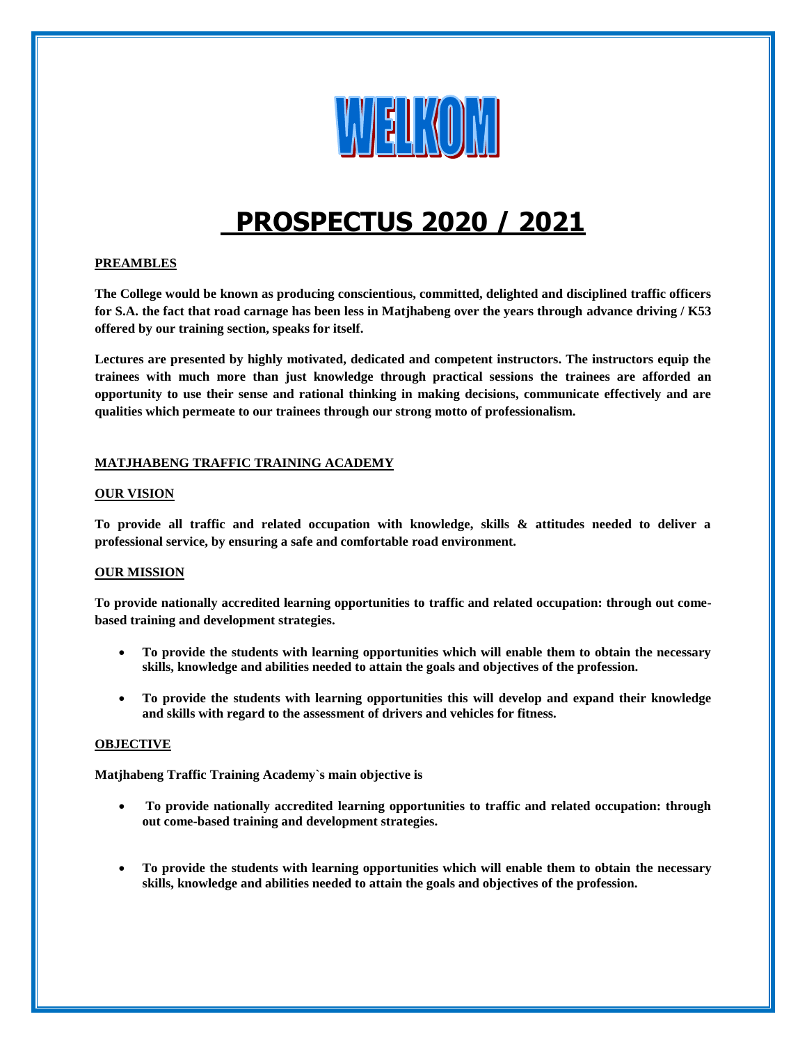# WELKOM

# PROSPECTUS 2020 / 2021

**PREAMBLES**

**The College would be known as producing conscientious, committed, delighted and disciplined traffic officers for S.A. the fact that road carnage has been less in Matjhabeng over the years through advance driving / K53 offered by our training section, speaks for itself.**

**Lectures are presented by highly motivated, dedicated and competent instructors. The instructors equip the trainees with much more than just knowledge through practical sessions the trainees are afforded an opportunity to use their sense and rational thinking in making decisions, communicate effectively and are qualities which permeate to our trainees through our strong motto of professionalism.**

**MATJHABENG TRAFFIC TRAINING ACADEMY**

**OUR VISION**

**To provide all traffic and related occupation with knowledge, skills & attitudes needed to deliver a professional service, by ensuring a safe and comfortable road environment.**

**OUR MISSION**

**To provide nationally accredited learning opportunities to traffic and related occupation: through out come-based training and development strategies.**

- **To provide the students with learning opportunities which will enable them to obtain the necessary skills, knowledge and abilities needed to attain the goals and objectives of the profession.**
- **To provide the students with learning opportunities this will develop and expand their knowledge and skills with regard to the assessment of drivers and vehicles for fitness.**

**OBJECTIVE**

**Matjhabeng Traffic Training Academy`s main objective is**

- **To provide nationally accredited learning opportunities to traffic and related occupation: through out come-based training and development strategies.**
- **To provide the students with learning opportunities which will enable them to obtain the necessary skills, knowledge and abilities needed to attain the goals and objectives of the profession.**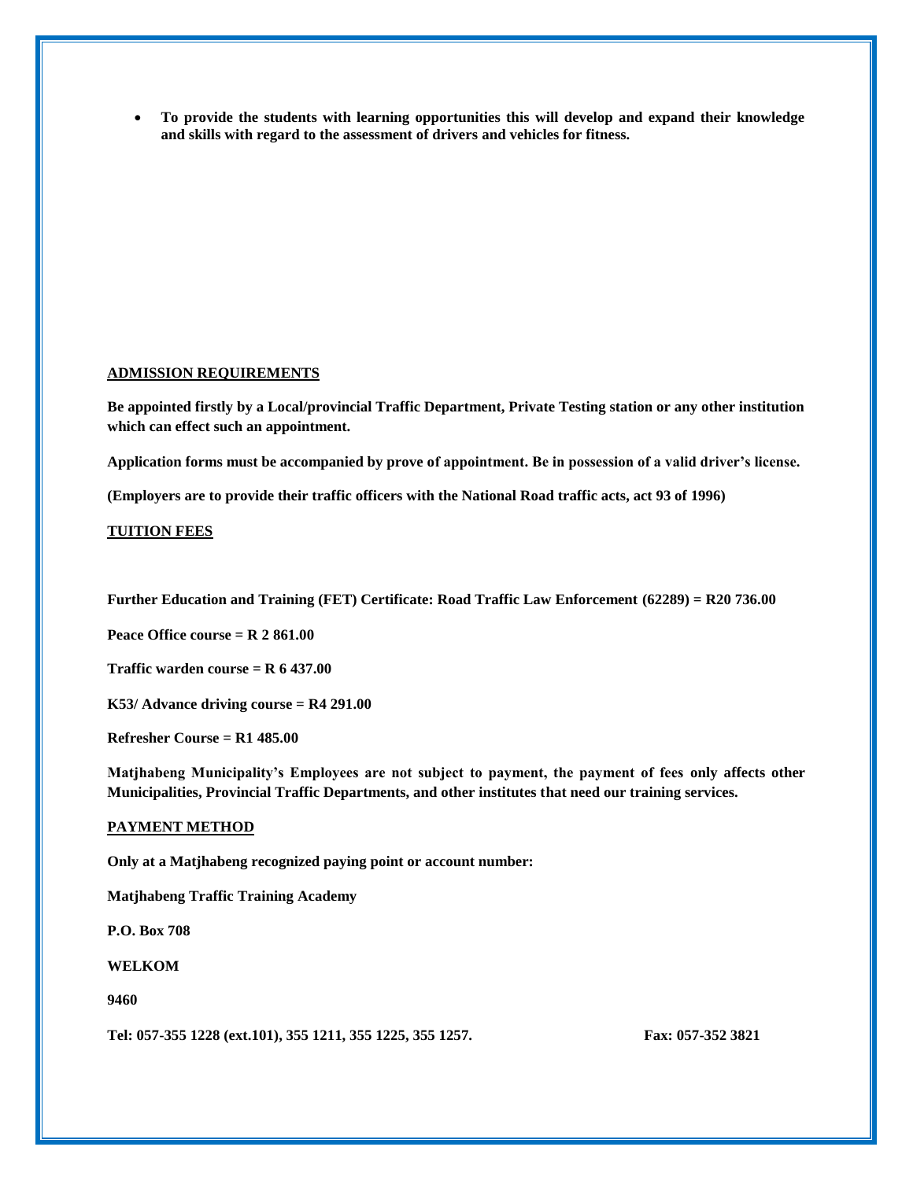- **To provide the students with learning opportunities this will develop and expand their knowledge and skills with regard to the assessment of drivers and vehicles for fitness.**

## ADMISSION REQUIREMENTS

**Be appointed firstly by a Local/provincial Traffic Department, Private Testing station or any other institution which can effect such an appointment.**

**Application forms must be accompanied by prove of appointment. Be in possession of a valid driver's license.**

**(Employers are to provide their traffic officers with the National Road traffic acts, act 93 of 1996)**

## TUITION FEES

**Further Education and Training (FET) Certificate: Road Traffic Law Enforcement (62289) = R20 736.00**

**Peace Office course = R 2 861.00**

**Traffic warden course = R 6 437.00**

**K53/ Advance driving course = R4 291.00**

**Refresher Course = R1 485.00**

**Matjhabeng Municipality's Employees are not subject to payment, the payment of fees only affects other Municipalities, Provincial Traffic Departments, and other institutes that need our training services.**

## PAYMENT METHOD

**Only at a Matjhabeng recognized paying point or account number:**

**Matjhabeng Traffic Training Academy**

**P.O. Box 708**

**WELKOM**

**9460**

**Tel: 057-355 1228 (ext.101), 355 1211, 355 1225, 355 1257.** **Fax: 057-352 3821**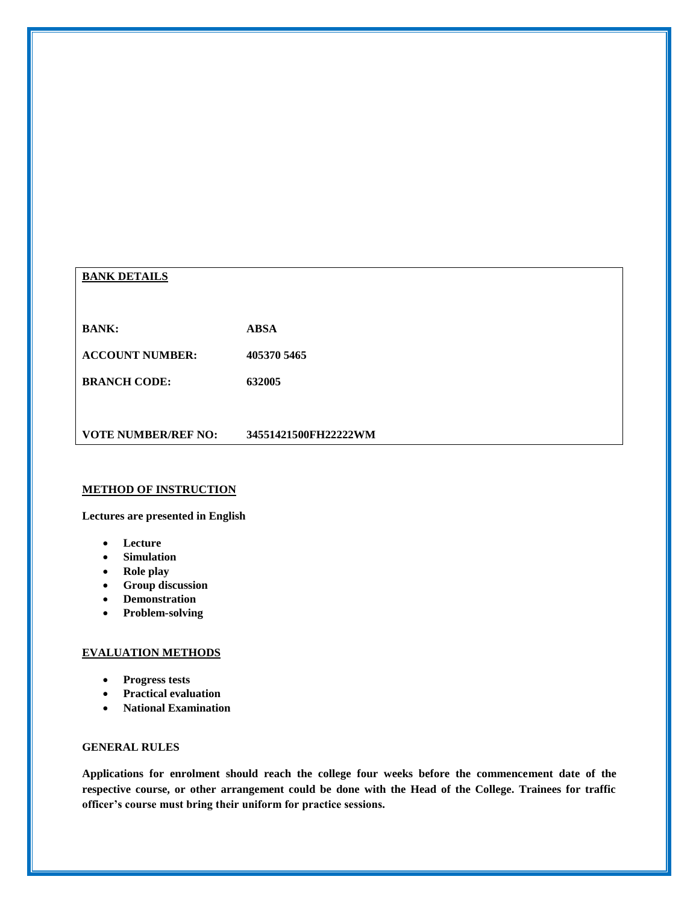**BANK DETAILS**

| | |
|---|---|
| **BANK:** | **ABSA** |
| **ACCOUNT NUMBER:** | **405370 5465** |
| **BRANCH CODE:** | **632005** |
| **VOTE NUMBER/REF NO:** | **34551421500FH22222WM** |

## METHOD OF INSTRUCTION

**Lectures are presented in English**

- **Lecture**
- **Simulation**
- **Role play**
- **Group discussion**
- **Demonstration**
- **Problem-solving**

## EVALUATION METHODS

- **Progress tests**
- **Practical evaluation**
- **National Examination**

## GENERAL RULES

**Applications for enrolment should reach the college four weeks before the commencement date of the respective course, or other arrangement could be done with the Head of the College. Trainees for traffic officer's course must bring their uniform for practice sessions.**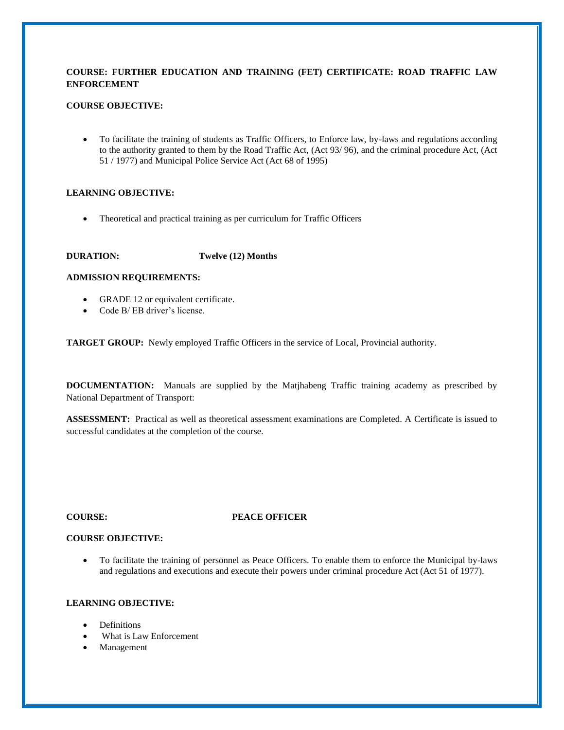**COURSE: FURTHER EDUCATION AND TRAINING (FET) CERTIFICATE: ROAD TRAFFIC LAW ENFORCEMENT**

**COURSE OBJECTIVE:**

- To facilitate the training of students as Traffic Officers, to Enforce law, by-laws and regulations according to the authority granted to them by the Road Traffic Act, (Act 93/ 96), and the criminal procedure Act, (Act 51 / 1977) and Municipal Police Service Act (Act 68 of 1995)

**LEARNING OBJECTIVE:**

- Theoretical and practical training as per curriculum for Traffic Officers

**DURATION:** **Twelve (12) Months**

**ADMISSION REQUIREMENTS:**

- GRADE 12 or equivalent certificate.
- Code B/ EB driver's license.

**TARGET GROUP:** Newly employed Traffic Officers in the service of Local, Provincial authority.

**DOCUMENTATION:** Manuals are supplied by the Matjhabeng Traffic training academy as prescribed by National Department of Transport:

**ASSESSMENT:** Practical as well as theoretical assessment examinations are Completed. A Certificate is issued to successful candidates at the completion of the course.

**COURSE:** **PEACE OFFICER**

**COURSE OBJECTIVE:**

- To facilitate the training of personnel as Peace Officers. To enable them to enforce the Municipal by-laws and regulations and executions and execute their powers under criminal procedure Act (Act 51 of 1977).

**LEARNING OBJECTIVE:**

- Definitions
- What is Law Enforcement
- Management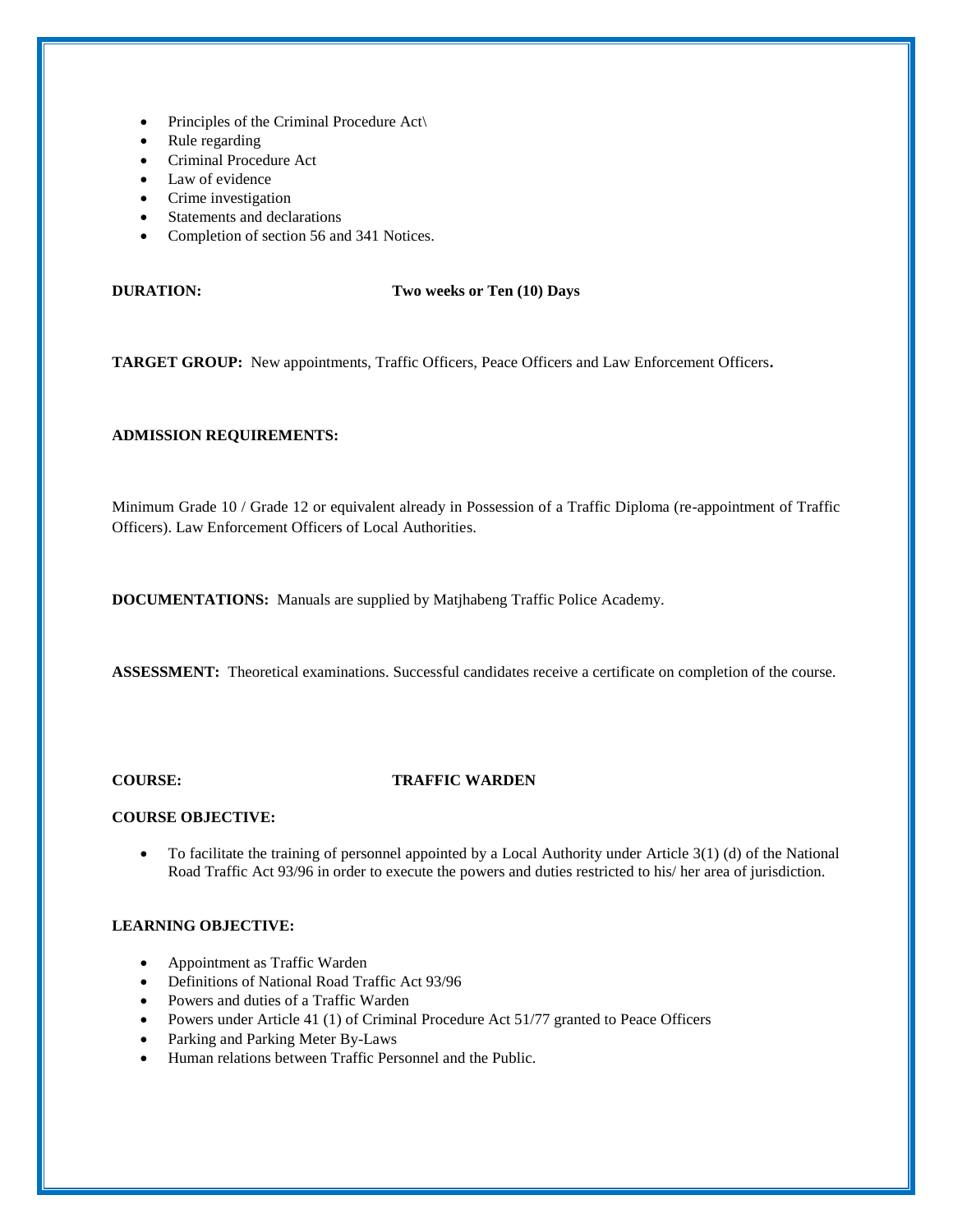- Principles of the Criminal Procedure Act\
- Rule regarding
- Criminal Procedure Act
- Law of evidence
- Crime investigation
- Statements and declarations
- Completion of section 56 and 341 Notices.

**DURATION:** **Two weeks or Ten (10) Days**

**TARGET GROUP:** New appointments, Traffic Officers, Peace Officers and Law Enforcement Officers**.**

**ADMISSION REQUIREMENTS:**

Minimum Grade 10 / Grade 12 or equivalent already in Possession of a Traffic Diploma (re-appointment of Traffic Officers). Law Enforcement Officers of Local Authorities.

**DOCUMENTATIONS:** Manuals are supplied by Matjhabeng Traffic Police Academy.

**ASSESSMENT:** Theoretical examinations. Successful candidates receive a certificate on completion of the course.

**COURSE:** **TRAFFIC WARDEN**

**COURSE OBJECTIVE:**

- To facilitate the training of personnel appointed by a Local Authority under Article 3(1) (d) of the National Road Traffic Act 93/96 in order to execute the powers and duties restricted to his/ her area of jurisdiction.

**LEARNING OBJECTIVE:**

- Appointment as Traffic Warden
- Definitions of National Road Traffic Act 93/96
- Powers and duties of a Traffic Warden
- Powers under Article 41 (1) of Criminal Procedure Act 51/77 granted to Peace Officers
- Parking and Parking Meter By-Laws
- Human relations between Traffic Personnel and the Public.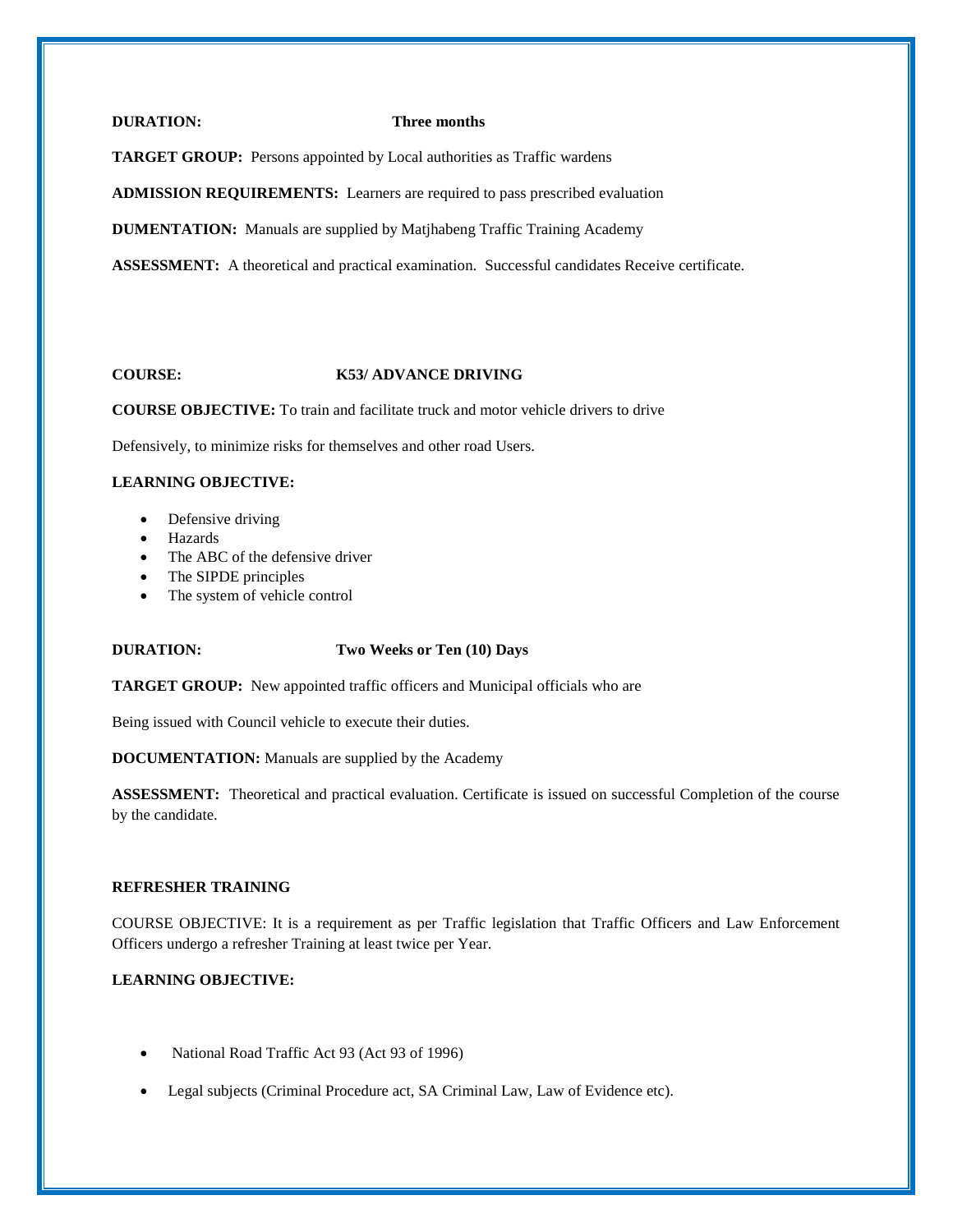**DURATION:** **Three months**

**TARGET GROUP:** Persons appointed by Local authorities as Traffic wardens

**ADMISSION REQUIREMENTS:** Learners are required to pass prescribed evaluation

**DUMENTATION:** Manuals are supplied by Matjhabeng Traffic Training Academy

**ASSESSMENT:** A theoretical and practical examination. Successful candidates Receive certificate.

**COURSE:** **K53/ ADVANCE DRIVING**

**COURSE OBJECTIVE:** To train and facilitate truck and motor vehicle drivers to drive

Defensively, to minimize risks for themselves and other road Users.

**LEARNING OBJECTIVE:**

- Defensive driving
- Hazards
- The ABC of the defensive driver
- The SIPDE principles
- The system of vehicle control

**DURATION:** **Two Weeks or Ten (10) Days**

**TARGET GROUP:** New appointed traffic officers and Municipal officials who are

Being issued with Council vehicle to execute their duties.

**DOCUMENTATION:** Manuals are supplied by the Academy

**ASSESSMENT:** Theoretical and practical evaluation. Certificate is issued on successful Completion of the course by the candidate.

**REFRESHER TRAINING**

COURSE OBJECTIVE: It is a requirement as per Traffic legislation that Traffic Officers and Law Enforcement Officers undergo a refresher Training at least twice per Year.

**LEARNING OBJECTIVE:**

- National Road Traffic Act 93 (Act 93 of 1996)
- Legal subjects (Criminal Procedure act, SA Criminal Law, Law of Evidence etc).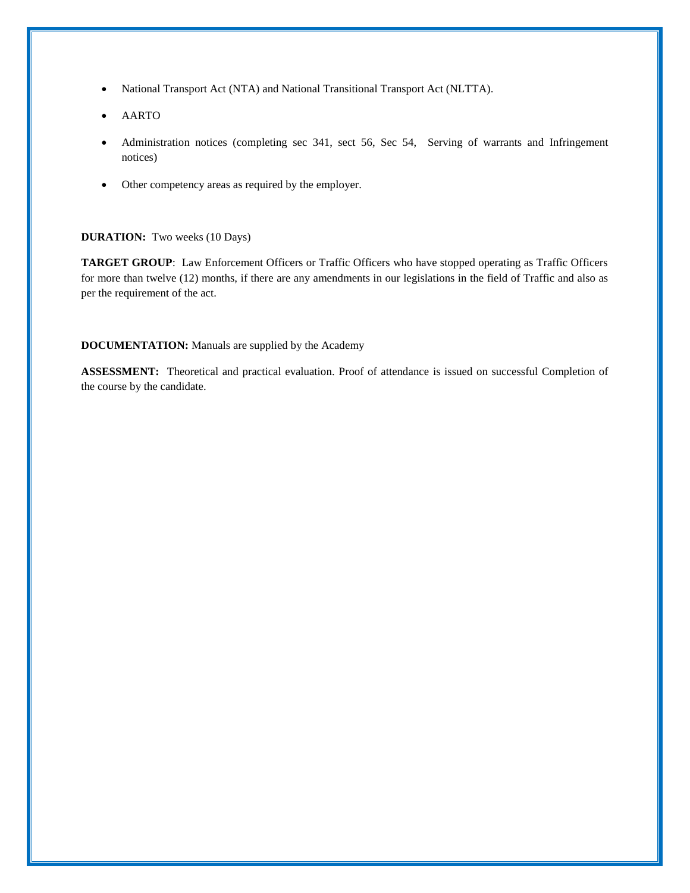- National Transport Act (NTA) and National Transitional Transport Act (NLTTA).
- AARTO
- Administration notices (completing sec 341, sect 56, Sec 54, Serving of warrants and Infringement notices)
- Other competency areas as required by the employer.

**DURATION:** Two weeks (10 Days)

**TARGET GROUP**: Law Enforcement Officers or Traffic Officers who have stopped operating as Traffic Officers for more than twelve (12) months, if there are any amendments in our legislations in the field of Traffic and also as per the requirement of the act.

**DOCUMENTATION:** Manuals are supplied by the Academy

**ASSESSMENT:** Theoretical and practical evaluation. Proof of attendance is issued on successful Completion of the course by the candidate.